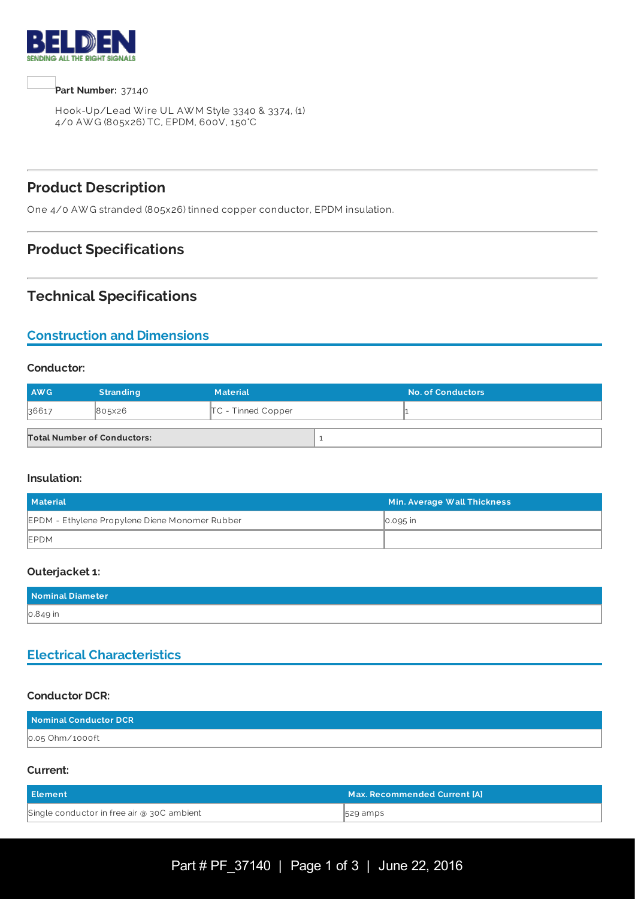**Part Number:** 37140

Hook-Up/Lead Wire UL AWM Style 3340 & 3374, (1) 4/0 AWG (805x26) TC, EPDM, 600V, 150°C

## Product Description

One 4/0 AWG stranded (805x26) tinned copper conductor, EPDM insulation.

## Product Specifications

## Technical Specifications

### Construction and Dimensions

#### Conductor:

| AWG | Stranding | Material | No. of Conductors |
|---|---|---|---|
| 36617 | 805x26 | TC - Tinned Copper | 1 |

| Total Number of Conductors: | 1 |
|---|---|

#### Insulation:

| Material | Min. Average Wall Thickness |
|---|---|
| EPDM - Ethylene Propylene Diene Monomer Rubber | 0.095 in |
| EPDM | |

#### Outerjacket 1:

| Nominal Diameter |
|---|
| 0.849 in |

### Electrical Characteristics

#### Conductor DCR:

| Nominal Conductor DCR |
|---|
| 0.05 Ohm/1000ft |

#### Current:

| Element | Max. Recommended Current [A] |
|---|---|
| Single conductor in free air @ 30C ambient | 529 amps |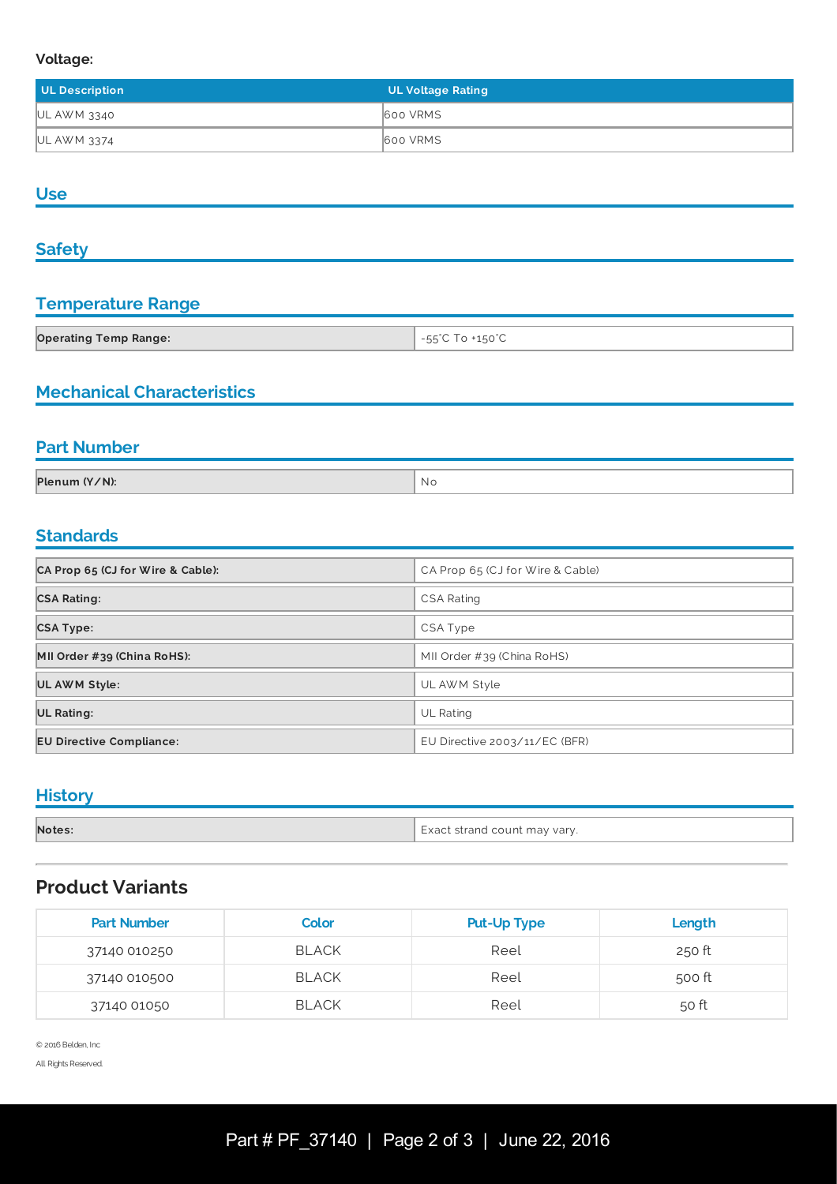**Voltage:**

| UL Description | UL Voltage Rating |
| --- | --- |
| UL AWM 3340 | 600 VRMS |
| UL AWM 3374 | 600 VRMS |

## Use

## Safety

## Temperature Range

| | |
| --- | --- |
| **Operating Temp Range:** | -55°C To +150°C |

## Mechanical Characteristics

## Part Number

| | |
| --- | --- |
| **Plenum (Y/N):** | No |

## Standards

| | |
| --- | --- |
| **CA Prop 65 (CJ for Wire & Cable):** | CA Prop 65 (CJ for Wire & Cable) |
| **CSA Rating:** | CSA Rating |
| **CSA Type:** | CSA Type |
| **MII Order #39 (China RoHS):** | MII Order #39 (China RoHS) |
| **UL AWM Style:** | UL AWM Style |
| **UL Rating:** | UL Rating |
| **EU Directive Compliance:** | EU Directive 2003/11/EC (BFR) |

## History

| | |
| --- | --- |
| **Notes:** | Exact strand count may vary. |

## Product Variants

| Part Number | Color | Put-Up Type | Length |
| --- | --- | --- | --- |
| 37140 010250 | BLACK | Reel | 250 ft |
| 37140 010500 | BLACK | Reel | 500 ft |
| 37140 01050 | BLACK | Reel | 50 ft |

© 2016 Belden, Inc

All Rights Reserved.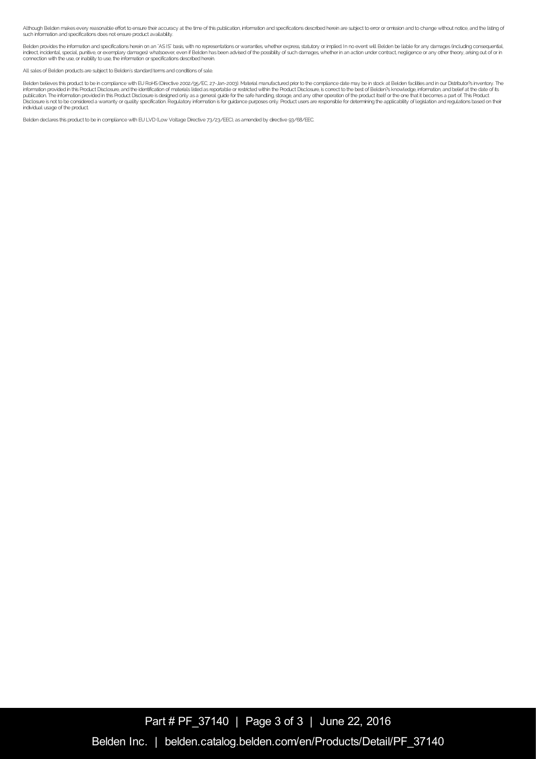Although Belden makes every reasonable effort to ensure their accuracy at the time of this publication, information and specifications described herein are subject to error or omission and to change without notice, and the listing of such information and specifications does not ensure product availability.

Belden provides the information and specifications herein on an "AS IS" basis, with no representations or warranties, whether express, statutory or implied. In no event will Belden be liable for any damages (including consequential, indirect, incidental, special, punitive, or exemplary damages) whatsoever, even if Belden has been advised of the possibility of such damages, whether in an action under contract, negligence or any other theory, arising out of or in connection with the use, or inability to use, the information or specifications described herein.

All sales of Belden products are subject to Belden's standard terms and conditions of sale.

Belden believes this product to be in compliance with EU RoHS (Directive 2002/95/EC, 27-Jan-2003). Material manufactured prior to the compliance date may be in stock at Belden facilities and in our Distributor?s inventory. The information provided in this Product Disclosure, and the identification of materials listed as reportable or restricted within the Product Disclosure, is correct to the best of Belden?s knowledge, information, and belief at the date of its publication. The information provided in this Product Disclosure is designed only as a general guide for the safe handling, storage, and any other operation of the product itself or the one that it becomes a part of. This Product Disclosure is not to be considered a warranty or quality specification. Regulatory information is for guidance purposes only. Product users are responsible for determining the applicability of legislation and regulations based on their individual usage of the product.

Belden declares this product to be in compliance with EU LVD (Low Voltage Directive 73/23/EEC), as amended by directive 93/68/EEC.